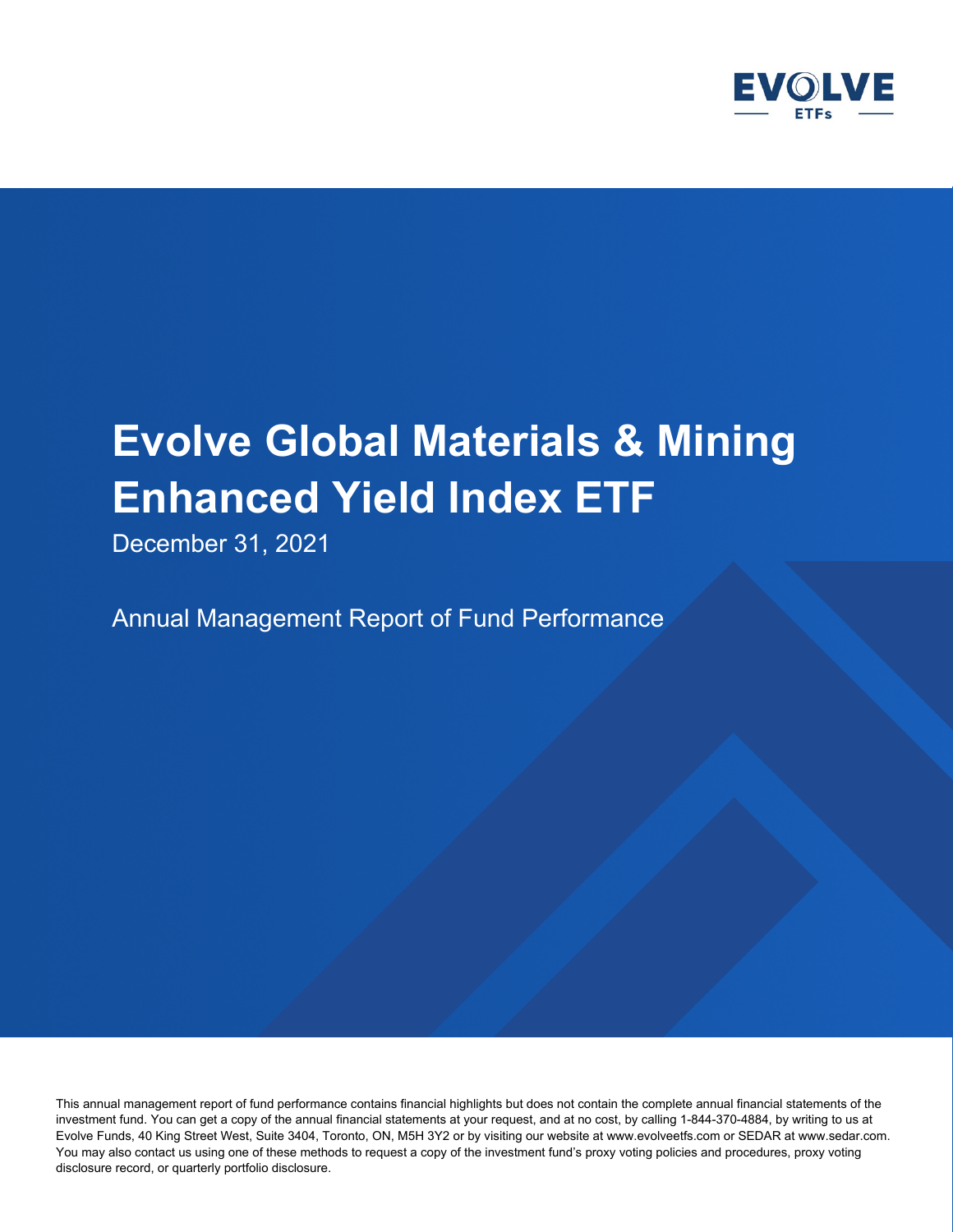EVOLVE ETFs

# Evolve Global Materials & Mining Enhanced Yield Index ETF

December 31, 2021

## Annual Management Report of Fund Performance

This annual management report of fund performance contains financial highlights but does not contain the complete annual financial statements of the investment fund. You can get a copy of the annual financial statements at your request, and at no cost, by calling 1-844-370-4884, by writing to us at Evolve Funds, 40 King Street West, Suite 3404, Toronto, ON, M5H 3Y2 or by visiting our website at www.evolveetfs.com or SEDAR at www.sedar.com. You may also contact us using one of these methods to request a copy of the investment fund's proxy voting policies and procedures, proxy voting disclosure record, or quarterly portfolio disclosure.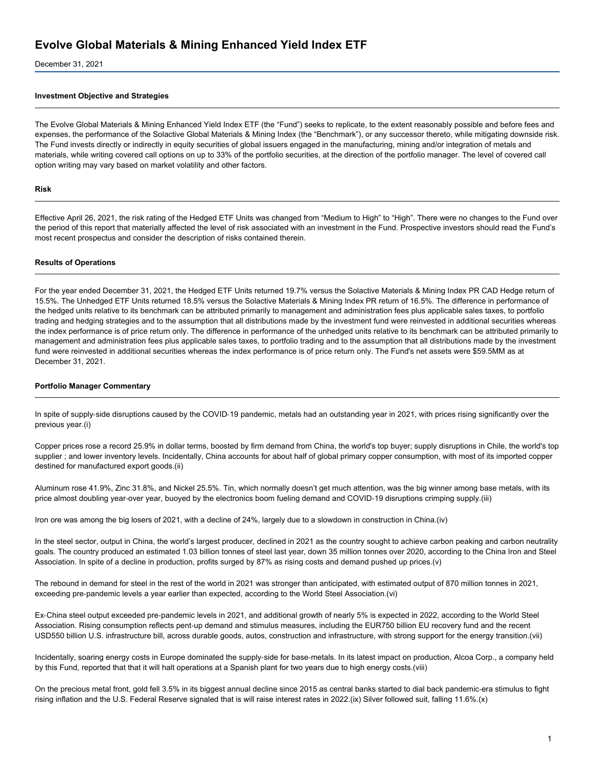# Evolve Global Materials & Mining Enhanced Yield Index ETF

December 31, 2021

#### Investment Objective and Strategies

The Evolve Global Materials & Mining Enhanced Yield Index ETF (the "Fund") seeks to replicate, to the extent reasonably possible and before fees and expenses, the performance of the Solactive Global Materials & Mining Index (the "Benchmark"), or any successor thereto, while mitigating downside risk. The Fund invests directly or indirectly in equity securities of global issuers engaged in the manufacturing, mining and/or integration of metals and materials, while writing covered call options on up to 33% of the portfolio securities, at the direction of the portfolio manager. The level of covered call option writing may vary based on market volatility and other factors.

#### Risk

Effective April 26, 2021, the risk rating of the Hedged ETF Units was changed from "Medium to High" to "High". There were no changes to the Fund over the period of this report that materially affected the level of risk associated with an investment in the Fund. Prospective investors should read the Fund's most recent prospectus and consider the description of risks contained therein.

#### Results of Operations

For the year ended December 31, 2021, the Hedged ETF Units returned 19.7% versus the Solactive Materials & Mining Index PR CAD Hedge return of 15.5%. The Unhedged ETF Units returned 18.5% versus the Solactive Materials & Mining Index PR return of 16.5%. The difference in performance of the hedged units relative to its benchmark can be attributed primarily to management and administration fees plus applicable sales taxes, to portfolio trading and hedging strategies and to the assumption that all distributions made by the investment fund were reinvested in additional securities whereas the index performance is of price return only. The difference in performance of the unhedged units relative to its benchmark can be attributed primarily to management and administration fees plus applicable sales taxes, to portfolio trading and to the assumption that all distributions made by the investment fund were reinvested in additional securities whereas the index performance is of price return only. The Fund's net assets were $59.5MM as at December 31, 2021.

#### Portfolio Manager Commentary

In spite of supply-side disruptions caused by the COVID-19 pandemic, metals had an outstanding year in 2021, with prices rising significantly over the previous year.(i)

Copper prices rose a record 25.9% in dollar terms, boosted by firm demand from China, the world's top buyer; supply disruptions in Chile, the world's top supplier ; and lower inventory levels. Incidentally, China accounts for about half of global primary copper consumption, with most of its imported copper destined for manufactured export goods.(ii)

Aluminum rose 41.9%, Zinc 31.8%, and Nickel 25.5%. Tin, which normally doesn't get much attention, was the big winner among base metals, with its price almost doubling year-over year, buoyed by the electronics boom fueling demand and COVID-19 disruptions crimping supply.(iii)

Iron ore was among the big losers of 2021, with a decline of 24%, largely due to a slowdown in construction in China.(iv)

In the steel sector, output in China, the world's largest producer, declined in 2021 as the country sought to achieve carbon peaking and carbon neutrality goals. The country produced an estimated 1.03 billion tonnes of steel last year, down 35 million tonnes over 2020, according to the China Iron and Steel Association. In spite of a decline in production, profits surged by 87% as rising costs and demand pushed up prices.(v)

The rebound in demand for steel in the rest of the world in 2021 was stronger than anticipated, with estimated output of 870 million tonnes in 2021, exceeding pre-pandemic levels a year earlier than expected, according to the World Steel Association.(vi)

Ex-China steel output exceeded pre-pandemic levels in 2021, and additional growth of nearly 5% is expected in 2022, according to the World Steel Association. Rising consumption reflects pent-up demand and stimulus measures, including the EUR750 billion EU recovery fund and the recent USD550 billion U.S. infrastructure bill, across durable goods, autos, construction and infrastructure, with strong support for the energy transition.(vii)

Incidentally, soaring energy costs in Europe dominated the supply-side for base-metals. In its latest impact on production, Alcoa Corp., a company held by this Fund, reported that that it will halt operations at a Spanish plant for two years due to high energy costs.(viii)

On the precious metal front, gold fell 3.5% in its biggest annual decline since 2015 as central banks started to dial back pandemic-era stimulus to fight rising inflation and the U.S. Federal Reserve signaled that is will raise interest rates in 2022.(ix) Silver followed suit, falling 11.6%.(x)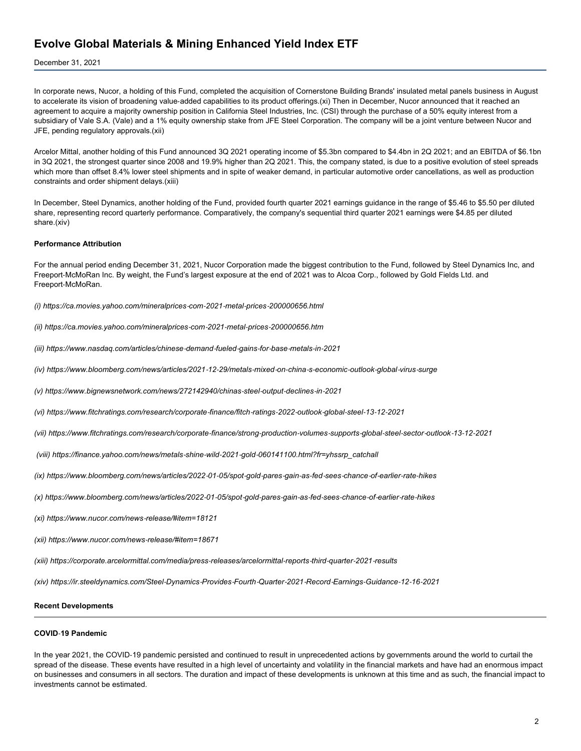In corporate news, Nucor, a holding of this Fund, completed the acquisition of Cornerstone Building Brands' insulated metal panels business in August to accelerate its vision of broadening value-added capabilities to its product offerings.(xi) Then in December, Nucor announced that it reached an agreement to acquire a majority ownership position in California Steel Industries, Inc. (CSI) through the purchase of a 50% equity interest from a subsidiary of Vale S.A. (Vale) and a 1% equity ownership stake from JFE Steel Corporation. The company will be a joint venture between Nucor and JFE, pending regulatory approvals.(xii)

Arcelor Mittal, another holding of this Fund announced 3Q 2021 operating income of $5.3bn compared to $4.4bn in 2Q 2021; and an EBITDA of $6.1bn in 3Q 2021, the strongest quarter since 2008 and 19.9% higher than 2Q 2021. This, the company stated, is due to a positive evolution of steel spreads which more than offset 8.4% lower steel shipments and in spite of weaker demand, in particular automotive order cancellations, as well as production constraints and order shipment delays.(xiii)

In December, Steel Dynamics, another holding of the Fund, provided fourth quarter 2021 earnings guidance in the range of $5.46 to $5.50 per diluted share, representing record quarterly performance. Comparatively, the company's sequential third quarter 2021 earnings were $4.85 per diluted share.(xiv)

**Performance Attribution**

For the annual period ending December 31, 2021, Nucor Corporation made the biggest contribution to the Fund, followed by Steel Dynamics Inc, and Freeport-McMoRan Inc. By weight, the Fund's largest exposure at the end of 2021 was to Alcoa Corp., followed by Gold Fields Ltd. and Freeport-McMoRan.

*(i) https://ca.movies.yahoo.com/mineralprices-com-2021-metal-prices-200000656.html*

*(ii) https://ca.movies.yahoo.com/mineralprices-com-2021-metal-prices-200000656.htm*

*(iii) https://www.nasdaq.com/articles/chinese-demand-fueled-gains-for-base-metals-in-2021*

*(iv) https://www.bloomberg.com/news/articles/2021-12-29/metals-mixed-on-china-s-economic-outlook-global-virus-surge*

*(v) https://www.bignewsnetwork.com/news/272142940/chinas-steel-output-declines-in-2021*

*(vi) https://www.fitchratings.com/research/corporate-finance/fitch-ratings-2022-outlook-global-steel-13-12-2021*

*(vii) https://www.fitchratings.com/research/corporate-finance/strong-production-volumes-supports-global-steel-sector-outlook-13-12-2021*

*(viii) https://finance.yahoo.com/news/metals-shine-wild-2021-gold-060141100.html?fr=yhssrp_catchall*

*(ix) https://www.bloomberg.com/news/articles/2022-01-05/spot-gold-pares-gain-as-fed-sees-chance-of-earlier-rate-hikes*

*(x) https://www.bloomberg.com/news/articles/2022-01-05/spot-gold-pares-gain-as-fed-sees-chance-of-earlier-rate-hikes*

*(xi) https://www.nucor.com/news-release/#item=18121*

*(xii) https://www.nucor.com/news-release/#item=18671*

*(xiii) https://corporate.arcelormittal.com/media/press-releases/arcelormittal-reports-third-quarter-2021-results*

*(xiv) https://ir.steeldynamics.com/Steel-Dynamics-Provides-Fourth-Quarter-2021-Record-Earnings-Guidance-12-16-2021*

**Recent Developments**

**COVID-19 Pandemic**

In the year 2021, the COVID-19 pandemic persisted and continued to result in unprecedented actions by governments around the world to curtail the spread of the disease. These events have resulted in a high level of uncertainty and volatility in the financial markets and have had an enormous impact on businesses and consumers in all sectors. The duration and impact of these developments is unknown at this time and as such, the financial impact to investments cannot be estimated.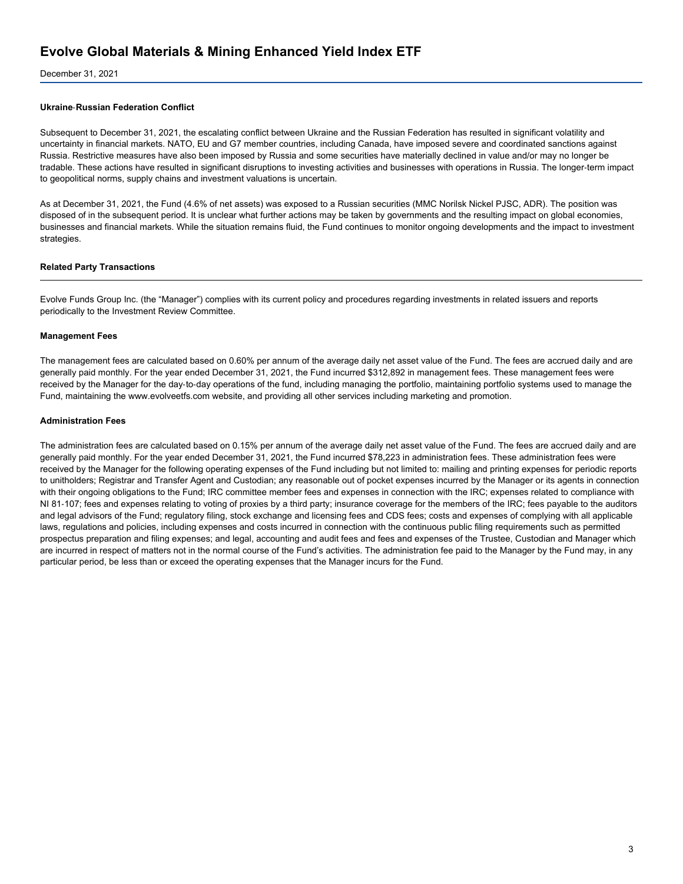#### Ukraine-Russian Federation Conflict

Subsequent to December 31, 2021, the escalating conflict between Ukraine and the Russian Federation has resulted in significant volatility and uncertainty in financial markets. NATO, EU and G7 member countries, including Canada, have imposed severe and coordinated sanctions against Russia. Restrictive measures have also been imposed by Russia and some securities have materially declined in value and/or may no longer be tradable. These actions have resulted in significant disruptions to investing activities and businesses with operations in Russia. The longer-term impact to geopolitical norms, supply chains and investment valuations is uncertain.

As at December 31, 2021, the Fund (4.6% of net assets) was exposed to a Russian securities (MMC Norilsk Nickel PJSC, ADR). The position was disposed of in the subsequent period. It is unclear what further actions may be taken by governments and the resulting impact on global economies, businesses and financial markets. While the situation remains fluid, the Fund continues to monitor ongoing developments and the impact to investment strategies.

### Related Party Transactions

Evolve Funds Group Inc. (the "Manager") complies with its current policy and procedures regarding investments in related issuers and reports periodically to the Investment Review Committee.

#### Management Fees

The management fees are calculated based on 0.60% per annum of the average daily net asset value of the Fund. The fees are accrued daily and are generally paid monthly. For the year ended December 31, 2021, the Fund incurred $312,892 in management fees. These management fees were received by the Manager for the day-to-day operations of the fund, including managing the portfolio, maintaining portfolio systems used to manage the Fund, maintaining the www.evolveetfs.com website, and providing all other services including marketing and promotion.

#### Administration Fees

The administration fees are calculated based on 0.15% per annum of the average daily net asset value of the Fund. The fees are accrued daily and are generally paid monthly. For the year ended December 31, 2021, the Fund incurred $78,223 in administration fees. These administration fees were received by the Manager for the following operating expenses of the Fund including but not limited to: mailing and printing expenses for periodic reports to unitholders; Registrar and Transfer Agent and Custodian; any reasonable out of pocket expenses incurred by the Manager or its agents in connection with their ongoing obligations to the Fund; IRC committee member fees and expenses in connection with the IRC; expenses related to compliance with NI 81-107; fees and expenses relating to voting of proxies by a third party; insurance coverage for the members of the IRC; fees payable to the auditors and legal advisors of the Fund; regulatory filing, stock exchange and licensing fees and CDS fees; costs and expenses of complying with all applicable laws, regulations and policies, including expenses and costs incurred in connection with the continuous public filing requirements such as permitted prospectus preparation and filing expenses; and legal, accounting and audit fees and fees and expenses of the Trustee, Custodian and Manager which are incurred in respect of matters not in the normal course of the Fund's activities. The administration fee paid to the Manager by the Fund may, in any particular period, be less than or exceed the operating expenses that the Manager incurs for the Fund.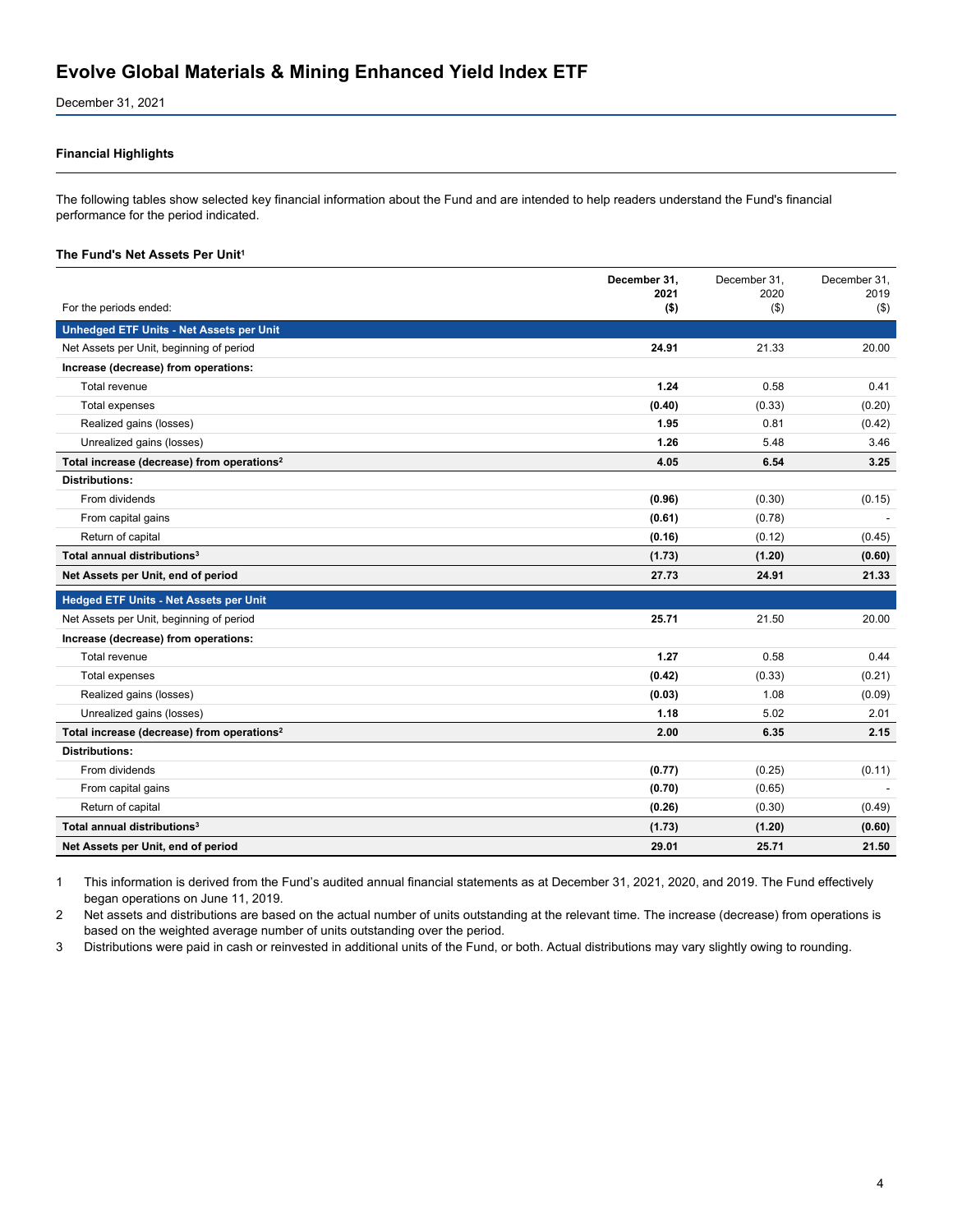# Evolve Global Materials & Mining Enhanced Yield Index ETF

December 31, 2021

## Financial Highlights

The following tables show selected key financial information about the Fund and are intended to help readers understand the Fund's financial performance for the period indicated.

### The Fund's Net Assets Per Unit[1]

| For the periods ended: | December 31, 2021 ($) | December 31, 2020 ($) | December 31, 2019 ($) |
|---|---|---|---|
| **Unhedged ETF Units - Net Assets per Unit** | | | |
| Net Assets per Unit, beginning of period | **24.91** | 21.33 | 20.00 |
| **Increase (decrease) from operations:** | | | |
| Total revenue | **1.24** | 0.58 | 0.41 |
| Total expenses | **(0.40)** | (0.33) | (0.20) |
| Realized gains (losses) | **1.95** | 0.81 | (0.42) |
| Unrealized gains (losses) | **1.26** | 5.48 | 3.46 |
| **Total increase (decrease) from operations[2]** | **4.05** | **6.54** | **3.25** |
| **Distributions:** | | | |
| From dividends | **(0.96)** | (0.30) | (0.15) |
| From capital gains | **(0.61)** | (0.78) | - |
| Return of capital | **(0.16)** | (0.12) | (0.45) |
| **Total annual distributions[3]** | **(1.73)** | **(1.20)** | **(0.60)** |
| **Net Assets per Unit, end of period** | **27.73** | **24.91** | **21.33** |
| **Hedged ETF Units - Net Assets per Unit** | | | |
| Net Assets per Unit, beginning of period | **25.71** | 21.50 | 20.00 |
| **Increase (decrease) from operations:** | | | |
| Total revenue | **1.27** | 0.58 | 0.44 |
| Total expenses | **(0.42)** | (0.33) | (0.21) |
| Realized gains (losses) | **(0.03)** | 1.08 | (0.09) |
| Unrealized gains (losses) | **1.18** | 5.02 | 2.01 |
| **Total increase (decrease) from operations[2]** | **2.00** | **6.35** | **2.15** |
| **Distributions:** | | | |
| From dividends | **(0.77)** | (0.25) | (0.11) |
| From capital gains | **(0.70)** | (0.65) | - |
| Return of capital | **(0.26)** | (0.30) | (0.49) |
| **Total annual distributions[3]** | **(1.73)** | **(1.20)** | **(0.60)** |
| **Net Assets per Unit, end of period** | **29.01** | **25.71** | **21.50** |

1. This information is derived from the Fund's audited annual financial statements as at December 31, 2021, 2020, and 2019. The Fund effectively began operations on June 11, 2019.
2. Net assets and distributions are based on the actual number of units outstanding at the relevant time. The increase (decrease) from operations is based on the weighted average number of units outstanding over the period.
3. Distributions were paid in cash or reinvested in additional units of the Fund, or both. Actual distributions may vary slightly owing to rounding.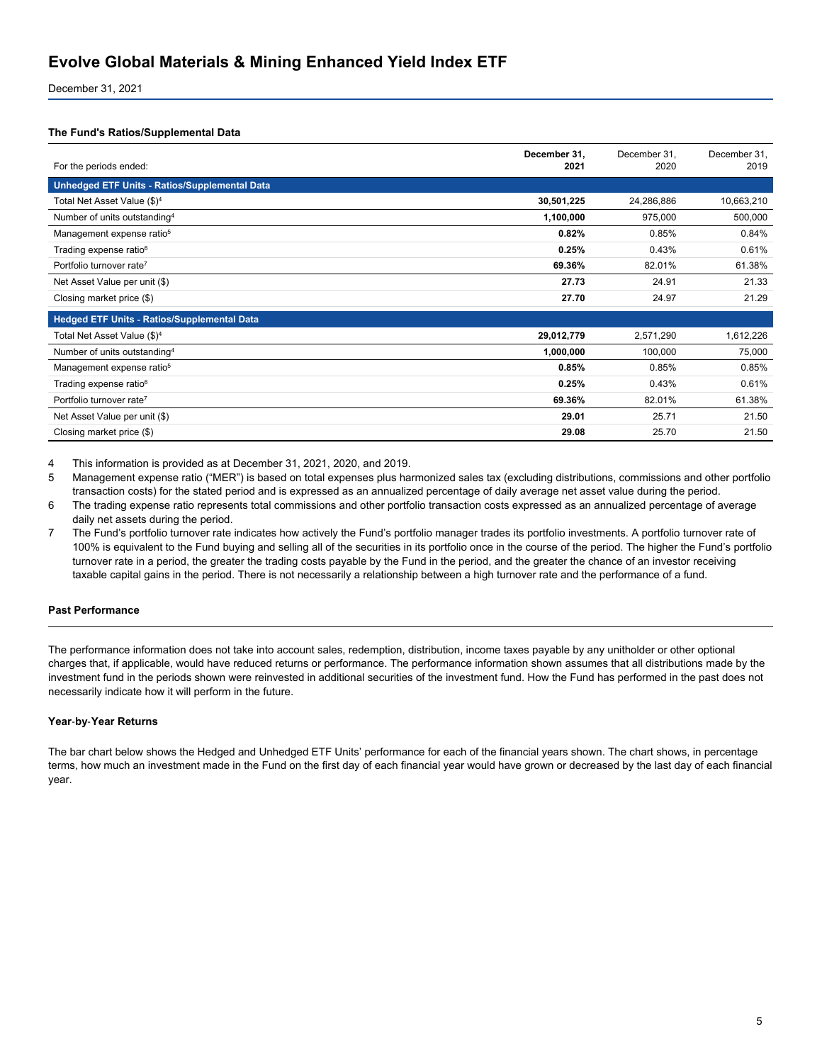# Evolve Global Materials & Mining Enhanced Yield Index ETF

December 31, 2021

### The Fund's Ratios/Supplemental Data

| For the periods ended: | **December 31, 2021** | December 31, 2020 | December 31, 2019 |
|---|---|---|---|
| **Unhedged ETF Units - Ratios/Supplemental Data** | | | |
| Total Net Asset Value ($)[4] | **30,501,225** | 24,286,886 | 10,663,210 |
| Number of units outstanding[4] | **1,100,000** | 975,000 | 500,000 |
| Management expense ratio[5] | **0.82%** | 0.85% | 0.84% |
| Trading expense ratio[6] | **0.25%** | 0.43% | 0.61% |
| Portfolio turnover rate[7] | **69.36%** | 82.01% | 61.38% |
| Net Asset Value per unit ($) | **27.73** | 24.91 | 21.33 |
| Closing market price ($) | **27.70** | 24.97 | 21.29 |
| **Hedged ETF Units - Ratios/Supplemental Data** | | | |
| Total Net Asset Value ($)[4] | **29,012,779** | 2,571,290 | 1,612,226 |
| Number of units outstanding[4] | **1,000,000** | 100,000 | 75,000 |
| Management expense ratio[5] | **0.85%** | 0.85% | 0.85% |
| Trading expense ratio[6] | **0.25%** | 0.43% | 0.61% |
| Portfolio turnover rate[7] | **69.36%** | 82.01% | 61.38% |
| Net Asset Value per unit ($) | **29.01** | 25.71 | 21.50 |
| Closing market price ($) | **29.08** | 25.70 | 21.50 |

4 This information is provided as at December 31, 2021, 2020, and 2019.

5 Management expense ratio ("MER") is based on total expenses plus harmonized sales tax (excluding distributions, commissions and other portfolio transaction costs) for the stated period and is expressed as an annualized percentage of daily average net asset value during the period.

6 The trading expense ratio represents total commissions and other portfolio transaction costs expressed as an annualized percentage of average daily net assets during the period.

7 The Fund's portfolio turnover rate indicates how actively the Fund's portfolio manager trades its portfolio investments. A portfolio turnover rate of 100% is equivalent to the Fund buying and selling all of the securities in its portfolio once in the course of the period. The higher the Fund's portfolio turnover rate in a period, the greater the trading costs payable by the Fund in the period, and the greater the chance of an investor receiving taxable capital gains in the period. There is not necessarily a relationship between a high turnover rate and the performance of a fund.

### Past Performance

The performance information does not take into account sales, redemption, distribution, income taxes payable by any unitholder or other optional charges that, if applicable, would have reduced returns or performance. The performance information shown assumes that all distributions made by the investment fund in the periods shown were reinvested in additional securities of the investment fund. How the Fund has performed in the past does not necessarily indicate how it will perform in the future.

#### Year-by-Year Returns

The bar chart below shows the Hedged and Unhedged ETF Units' performance for each of the financial years shown. The chart shows, in percentage terms, how much an investment made in the Fund on the first day of each financial year would have grown or decreased by the last day of each financial year.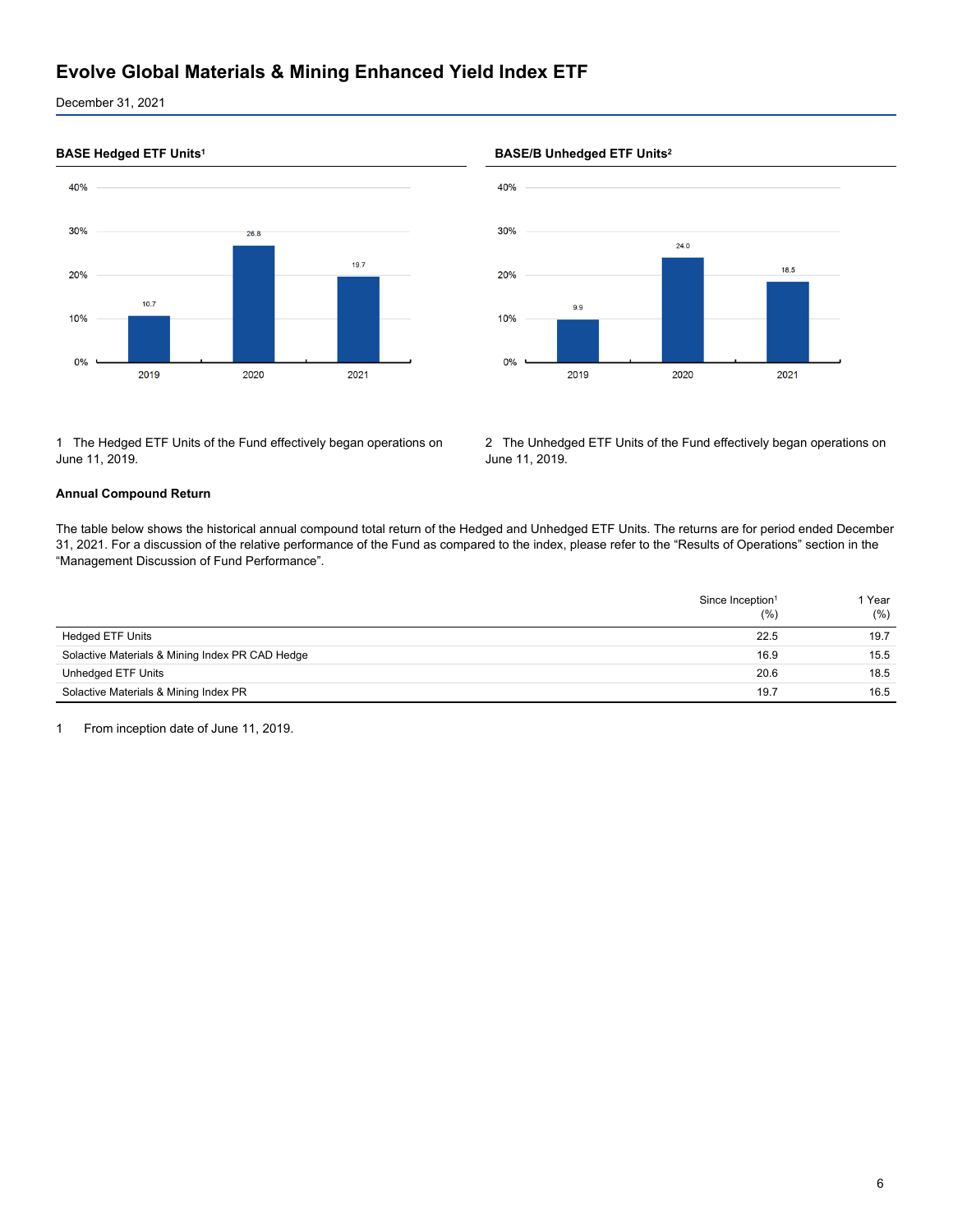# Evolve Global Materials & Mining Enhanced Yield Index ETF

December 31, 2021

### BASE Hedged ETF Units[1]

| Year | Return (%) |
|---|---|
| 2019 | 10.7 |
| 2020 | 26.8 |
| 2021 | 19.7 |

1 The Hedged ETF Units of the Fund effectively began operations on June 11, 2019.

### BASE/B Unhedged ETF Units[2]

| Year | Return (%) |
|---|---|
| 2019 | 9.9 |
| 2020 | 24.0 |
| 2021 | 18.5 |

2 The Unhedged ETF Units of the Fund effectively began operations on June 11, 2019.

**Annual Compound Return**

The table below shows the historical annual compound total return of the Hedged and Unhedged ETF Units. The returns are for period ended December 31, 2021. For a discussion of the relative performance of the Fund as compared to the index, please refer to the "Results of Operations" section in the "Management Discussion of Fund Performance".

| | Since Inception[1] (%) | 1 Year (%) |
|---|---|---|
| Hedged ETF Units | 22.5 | 19.7 |
| Solactive Materials & Mining Index PR CAD Hedge | 16.9 | 15.5 |
| Unhedged ETF Units | 20.6 | 18.5 |
| Solactive Materials & Mining Index PR | 19.7 | 16.5 |

1 From inception date of June 11, 2019.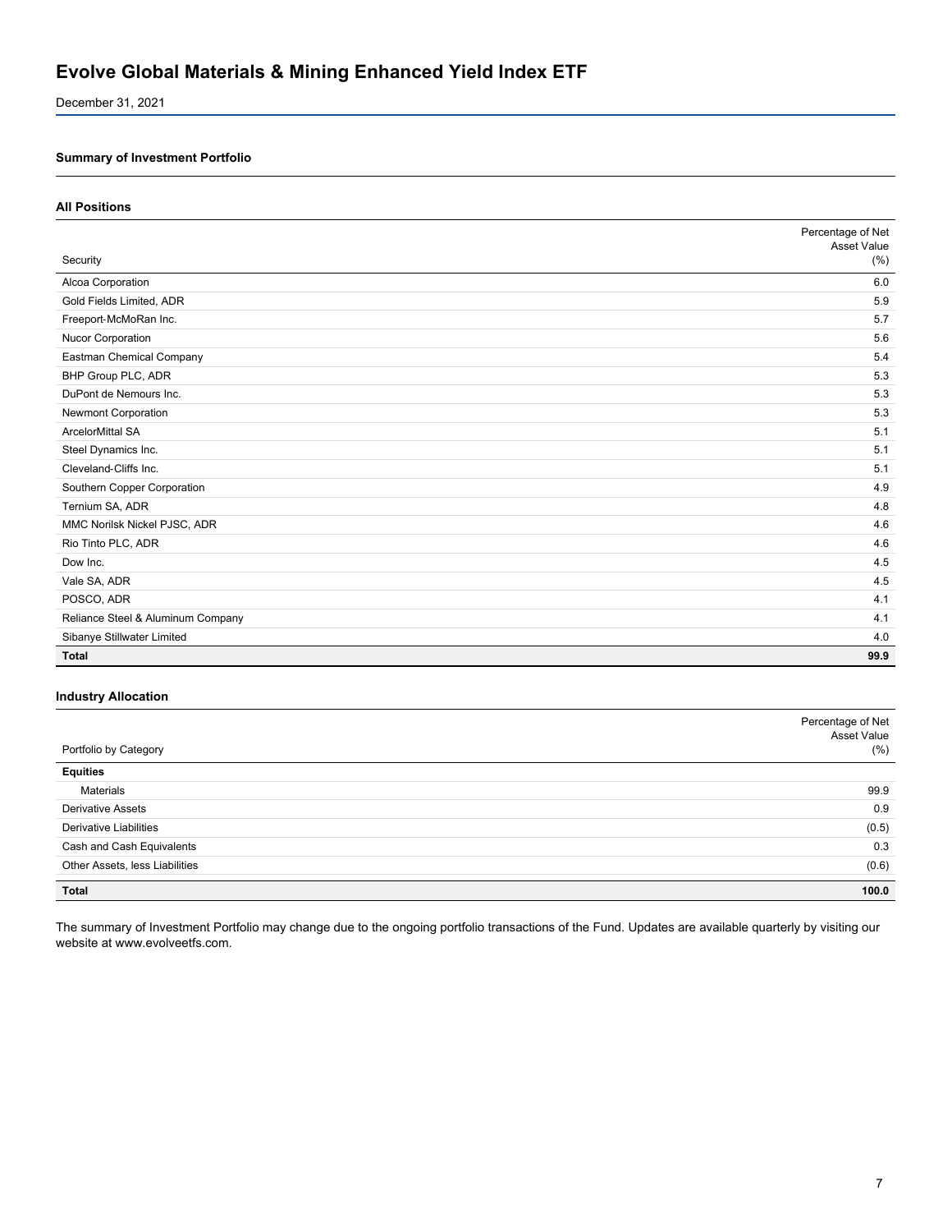# Evolve Global Materials & Mining Enhanced Yield Index ETF

December 31, 2021

### Summary of Investment Portfolio

#### All Positions

| Security | Percentage of Net Asset Value (%) |
|---|---|
| Alcoa Corporation | 6.0 |
| Gold Fields Limited, ADR | 5.9 |
| Freeport-McMoRan Inc. | 5.7 |
| Nucor Corporation | 5.6 |
| Eastman Chemical Company | 5.4 |
| BHP Group PLC, ADR | 5.3 |
| DuPont de Nemours Inc. | 5.3 |
| Newmont Corporation | 5.3 |
| ArcelorMittal SA | 5.1 |
| Steel Dynamics Inc. | 5.1 |
| Cleveland-Cliffs Inc. | 5.1 |
| Southern Copper Corporation | 4.9 |
| Ternium SA, ADR | 4.8 |
| MMC Norilsk Nickel PJSC, ADR | 4.6 |
| Rio Tinto PLC, ADR | 4.6 |
| Dow Inc. | 4.5 |
| Vale SA, ADR | 4.5 |
| POSCO, ADR | 4.1 |
| Reliance Steel & Aluminum Company | 4.1 |
| Sibanye Stillwater Limited | 4.0 |
| **Total** | **99.9** |

#### Industry Allocation

| Portfolio by Category | Percentage of Net Asset Value (%) |
|---|---|
| **Equities** | |
| Materials | 99.9 |
| Derivative Assets | 0.9 |
| Derivative Liabilities | (0.5) |
| Cash and Cash Equivalents | 0.3 |
| Other Assets, less Liabilities | (0.6) |
| **Total** | **100.0** |

The summary of Investment Portfolio may change due to the ongoing portfolio transactions of the Fund. Updates are available quarterly by visiting our website at www.evolveetfs.com.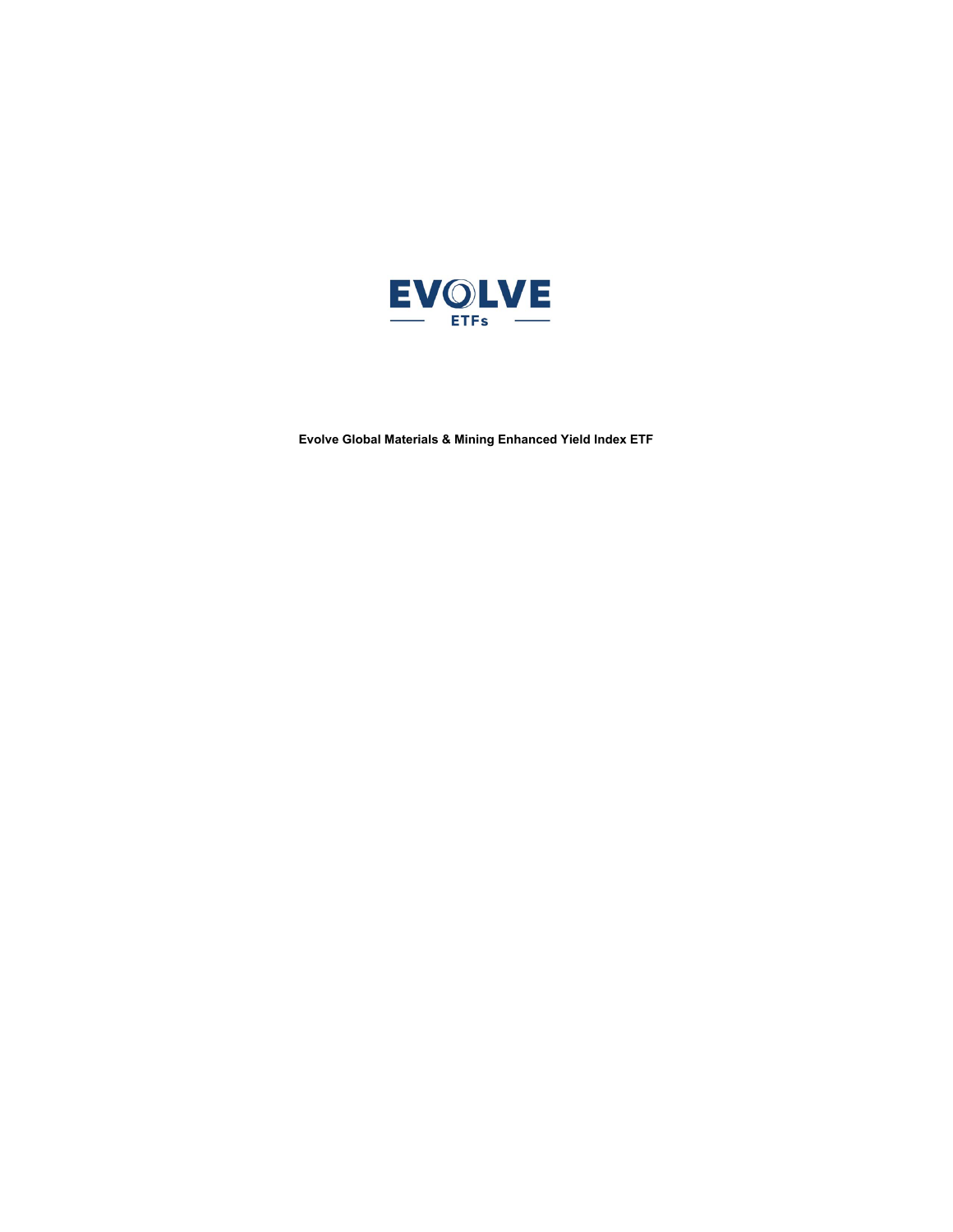EVOLVE

ETFs

**Evolve Global Materials & Mining Enhanced Yield Index ETF**